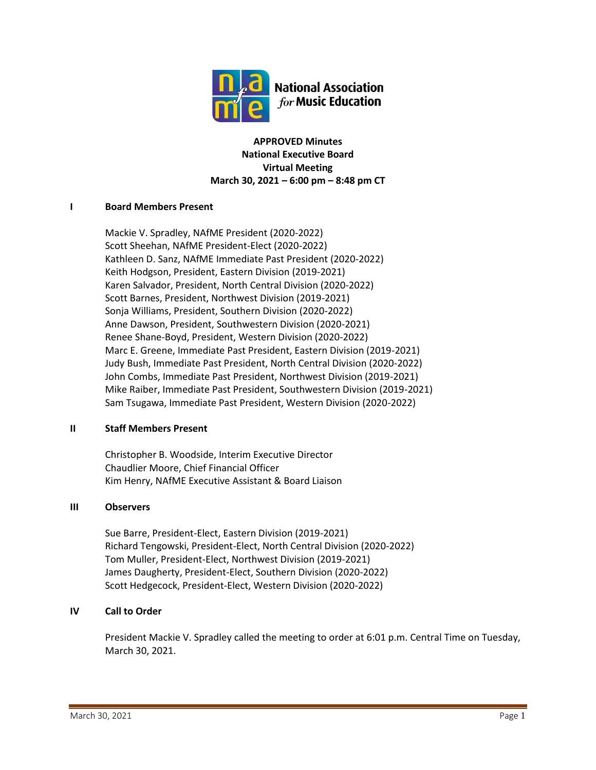**APPROVED Minutes**
**National Executive Board**
**Virtual Meeting**
**March 30, 2021 – 6:00 pm – 8:48 pm CT**

## I Board Members Present

Mackie V. Spradley, NAfME President (2020-2022)
Scott Sheehan, NAfME President-Elect (2020-2022)
Kathleen D. Sanz, NAfME Immediate Past President (2020-2022)
Keith Hodgson, President, Eastern Division (2019-2021)
Karen Salvador, President, North Central Division (2020-2022)
Scott Barnes, President, Northwest Division (2019-2021)
Sonja Williams, President, Southern Division (2020-2022)
Anne Dawson, President, Southwestern Division (2020-2021)
Renee Shane-Boyd, President, Western Division (2020-2022)
Marc E. Greene, Immediate Past President, Eastern Division (2019-2021)
Judy Bush, Immediate Past President, North Central Division (2020-2022)
John Combs, Immediate Past President, Northwest Division (2019-2021)
Mike Raiber, Immediate Past President, Southwestern Division (2019-2021)
Sam Tsugawa, Immediate Past President, Western Division (2020-2022)

## II Staff Members Present

Christopher B. Woodside, Interim Executive Director
Chaudlier Moore, Chief Financial Officer
Kim Henry, NAfME Executive Assistant & Board Liaison

## III Observers

Sue Barre, President-Elect, Eastern Division (2019-2021)
Richard Tengowski, President-Elect, North Central Division (2020-2022)
Tom Muller, President-Elect, Northwest Division (2019-2021)
James Daugherty, President-Elect, Southern Division (2020-2022)
Scott Hedgecock, President-Elect, Western Division (2020-2022)

## IV Call to Order

President Mackie V. Spradley called the meeting to order at 6:01 p.m. Central Time on Tuesday, March 30, 2021.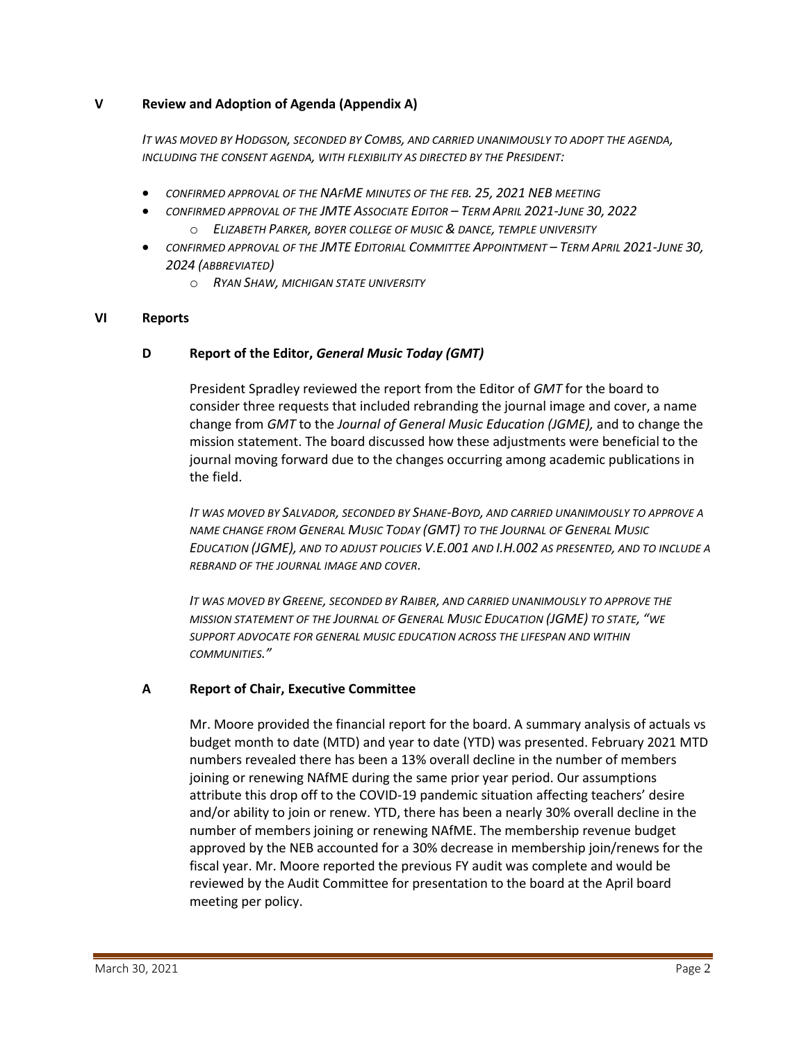## V Review and Adoption of Agenda (Appendix A)

*IT WAS MOVED BY HODGSON, SECONDED BY COMBS, AND CARRIED UNANIMOUSLY TO ADOPT THE AGENDA, INCLUDING THE CONSENT AGENDA, WITH FLEXIBILITY AS DIRECTED BY THE PRESIDENT:*

- *CONFIRMED APPROVAL OF THE NAFME MINUTES OF THE FEB. 25, 2021 NEB MEETING*
- *CONFIRMED APPROVAL OF THE JMTE ASSOCIATE EDITOR – TERM APRIL 2021-JUNE 30, 2022*
  - *ELIZABETH PARKER, BOYER COLLEGE OF MUSIC & DANCE, TEMPLE UNIVERSITY*
- *CONFIRMED APPROVAL OF THE JMTE EDITORIAL COMMITTEE APPOINTMENT – TERM APRIL 2021-JUNE 30, 2024 (ABBREVIATED)*
  - *RYAN SHAW, MICHIGAN STATE UNIVERSITY*

## VI Reports

### D Report of the Editor, *General Music Today (GMT)*

President Spradley reviewed the report from the Editor of *GMT* for the board to consider three requests that included rebranding the journal image and cover, a name change from *GMT* to the *Journal of General Music Education (JGME),* and to change the mission statement. The board discussed how these adjustments were beneficial to the journal moving forward due to the changes occurring among academic publications in the field.

*IT WAS MOVED BY SALVADOR, SECONDED BY SHANE-BOYD, AND CARRIED UNANIMOUSLY TO APPROVE A NAME CHANGE FROM GENERAL MUSIC TODAY (GMT) TO THE JOURNAL OF GENERAL MUSIC EDUCATION (JGME), AND TO ADJUST POLICIES V.E.001 AND I.H.002 AS PRESENTED, AND TO INCLUDE A REBRAND OF THE JOURNAL IMAGE AND COVER.*

*IT WAS MOVED BY GREENE, SECONDED BY RAIBER, AND CARRIED UNANIMOUSLY TO APPROVE THE MISSION STATEMENT OF THE JOURNAL OF GENERAL MUSIC EDUCATION (JGME) TO STATE, "WE SUPPORT ADVOCATE FOR GENERAL MUSIC EDUCATION ACROSS THE LIFESPAN AND WITHIN COMMUNITIES."*

### A Report of Chair, Executive Committee

Mr. Moore provided the financial report for the board. A summary analysis of actuals vs budget month to date (MTD) and year to date (YTD) was presented. February 2021 MTD numbers revealed there has been a 13% overall decline in the number of members joining or renewing NAfME during the same prior year period. Our assumptions attribute this drop off to the COVID-19 pandemic situation affecting teachers' desire and/or ability to join or renew. YTD, there has been a nearly 30% overall decline in the number of members joining or renewing NAfME. The membership revenue budget approved by the NEB accounted for a 30% decrease in membership join/renews for the fiscal year. Mr. Moore reported the previous FY audit was complete and would be reviewed by the Audit Committee for presentation to the board at the April board meeting per policy.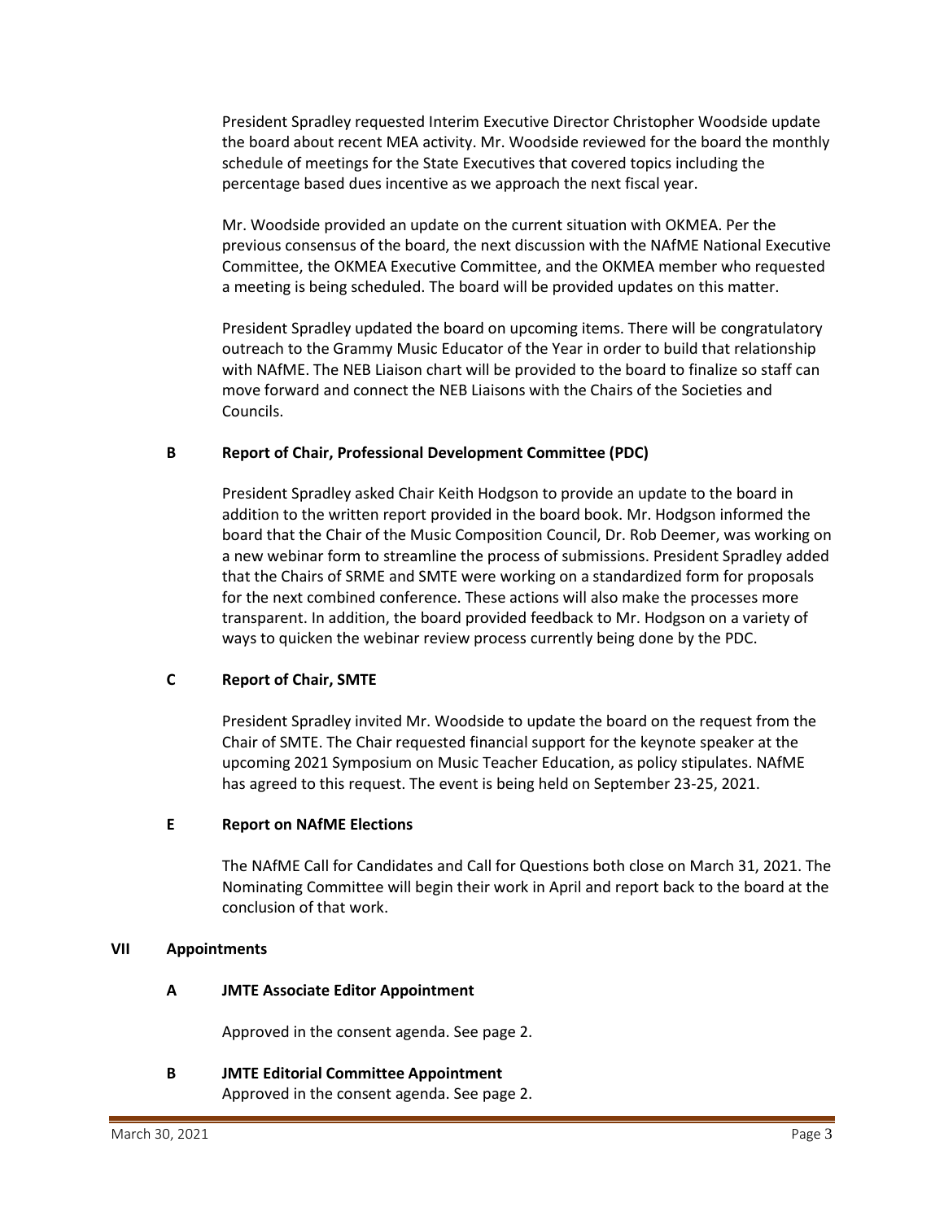President Spradley requested Interim Executive Director Christopher Woodside update the board about recent MEA activity. Mr. Woodside reviewed for the board the monthly schedule of meetings for the State Executives that covered topics including the percentage based dues incentive as we approach the next fiscal year.

Mr. Woodside provided an update on the current situation with OKMEA. Per the previous consensus of the board, the next discussion with the NAfME National Executive Committee, the OKMEA Executive Committee, and the OKMEA member who requested a meeting is being scheduled. The board will be provided updates on this matter.

President Spradley updated the board on upcoming items. There will be congratulatory outreach to the Grammy Music Educator of the Year in order to build that relationship with NAfME. The NEB Liaison chart will be provided to the board to finalize so staff can move forward and connect the NEB Liaisons with the Chairs of the Societies and Councils.

### B Report of Chair, Professional Development Committee (PDC)

President Spradley asked Chair Keith Hodgson to provide an update to the board in addition to the written report provided in the board book. Mr. Hodgson informed the board that the Chair of the Music Composition Council, Dr. Rob Deemer, was working on a new webinar form to streamline the process of submissions. President Spradley added that the Chairs of SRME and SMTE were working on a standardized form for proposals for the next combined conference. These actions will also make the processes more transparent. In addition, the board provided feedback to Mr. Hodgson on a variety of ways to quicken the webinar review process currently being done by the PDC.

### C Report of Chair, SMTE

President Spradley invited Mr. Woodside to update the board on the request from the Chair of SMTE. The Chair requested financial support for the keynote speaker at the upcoming 2021 Symposium on Music Teacher Education, as policy stipulates. NAfME has agreed to this request. The event is being held on September 23-25, 2021.

### E Report on NAfME Elections

The NAfME Call for Candidates and Call for Questions both close on March 31, 2021. The Nominating Committee will begin their work in April and report back to the board at the conclusion of that work.

## VII Appointments

### A JMTE Associate Editor Appointment

Approved in the consent agenda. See page 2.

### B JMTE Editorial Committee Appointment

Approved in the consent agenda. See page 2.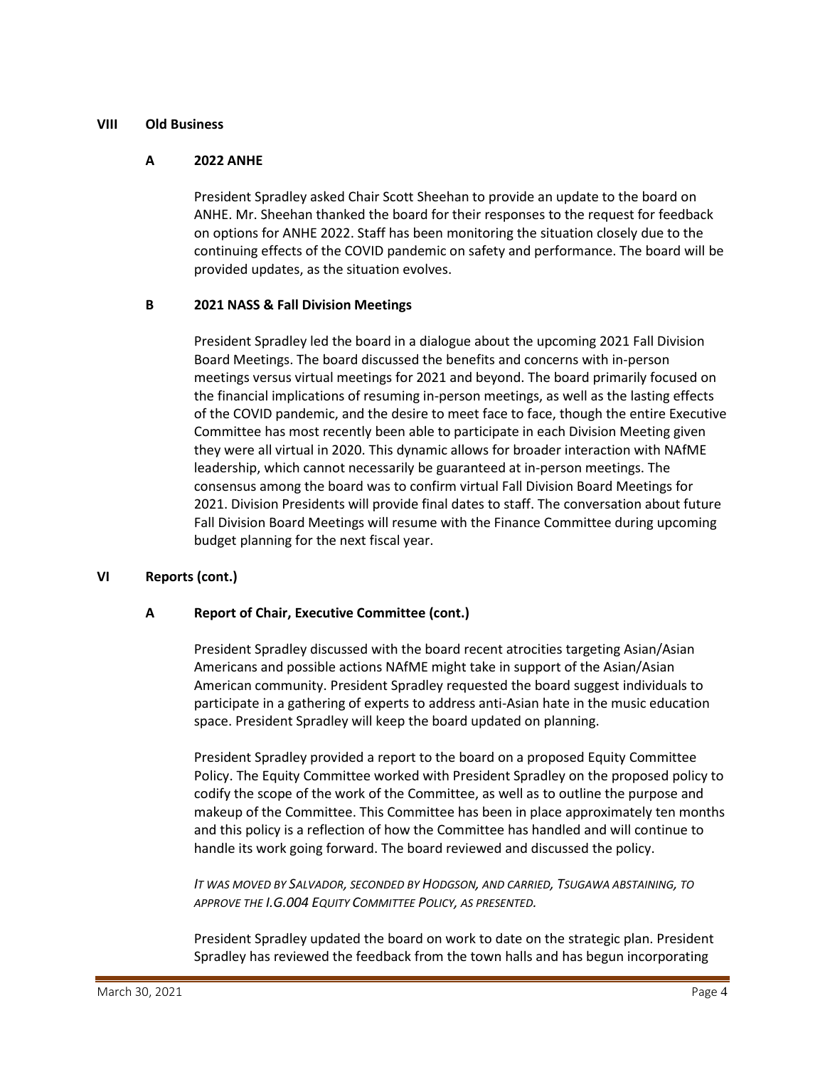## VIII Old Business

### A 2022 ANHE

President Spradley asked Chair Scott Sheehan to provide an update to the board on ANHE. Mr. Sheehan thanked the board for their responses to the request for feedback on options for ANHE 2022. Staff has been monitoring the situation closely due to the continuing effects of the COVID pandemic on safety and performance. The board will be provided updates, as the situation evolves.

### B 2021 NASS & Fall Division Meetings

President Spradley led the board in a dialogue about the upcoming 2021 Fall Division Board Meetings. The board discussed the benefits and concerns with in-person meetings versus virtual meetings for 2021 and beyond. The board primarily focused on the financial implications of resuming in-person meetings, as well as the lasting effects of the COVID pandemic, and the desire to meet face to face, though the entire Executive Committee has most recently been able to participate in each Division Meeting given they were all virtual in 2020. This dynamic allows for broader interaction with NAfME leadership, which cannot necessarily be guaranteed at in-person meetings. The consensus among the board was to confirm virtual Fall Division Board Meetings for 2021. Division Presidents will provide final dates to staff. The conversation about future Fall Division Board Meetings will resume with the Finance Committee during upcoming budget planning for the next fiscal year.

## VI Reports (cont.)

### A Report of Chair, Executive Committee (cont.)

President Spradley discussed with the board recent atrocities targeting Asian/Asian Americans and possible actions NAfME might take in support of the Asian/Asian American community. President Spradley requested the board suggest individuals to participate in a gathering of experts to address anti-Asian hate in the music education space. President Spradley will keep the board updated on planning.

President Spradley provided a report to the board on a proposed Equity Committee Policy. The Equity Committee worked with President Spradley on the proposed policy to codify the scope of the work of the Committee, as well as to outline the purpose and makeup of the Committee. This Committee has been in place approximately ten months and this policy is a reflection of how the Committee has handled and will continue to handle its work going forward. The board reviewed and discussed the policy.

*IT WAS MOVED BY SALVADOR, SECONDED BY HODGSON, AND CARRIED, TSUGAWA ABSTAINING, TO APPROVE THE I.G.004 EQUITY COMMITTEE POLICY, AS PRESENTED.*

President Spradley updated the board on work to date on the strategic plan. President Spradley has reviewed the feedback from the town halls and has begun incorporating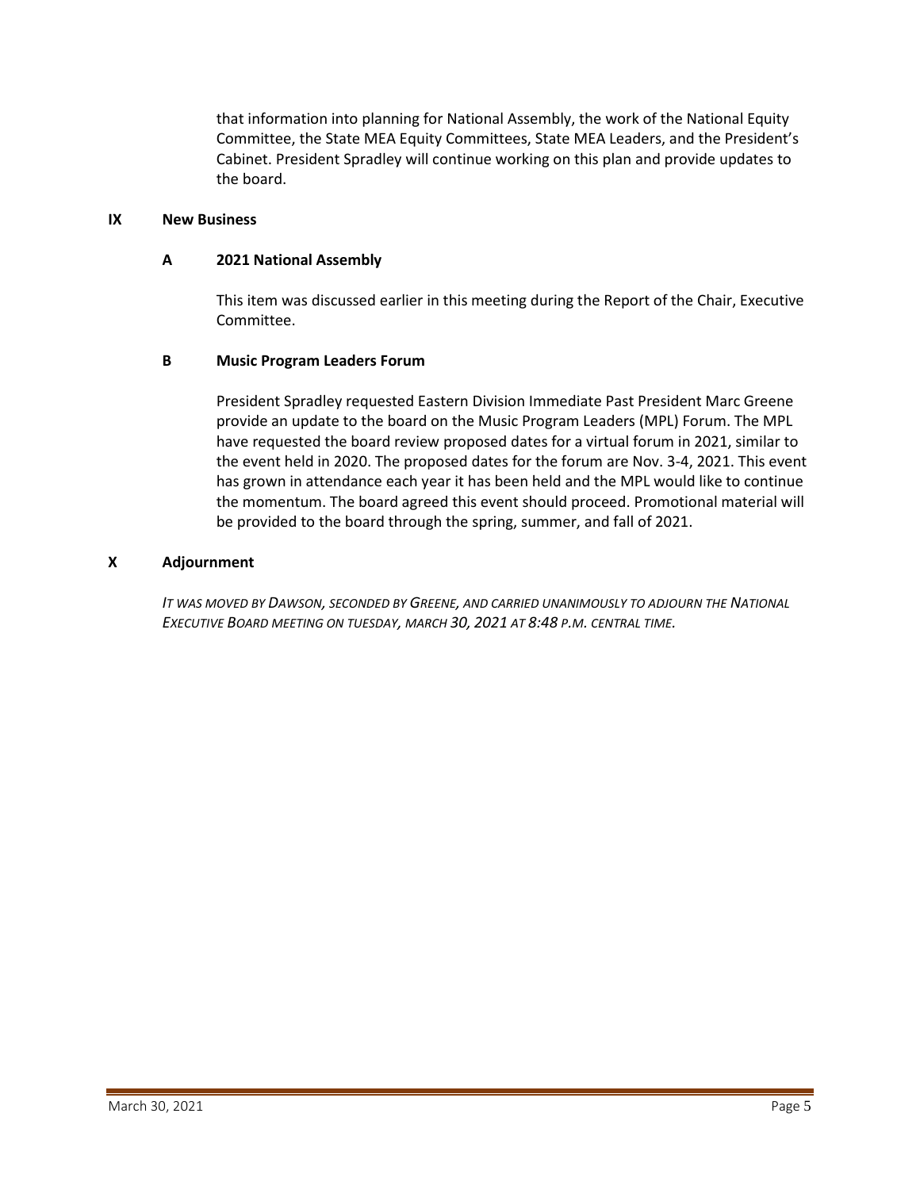that information into planning for National Assembly, the work of the National Equity Committee, the State MEA Equity Committees, State MEA Leaders, and the President's Cabinet. President Spradley will continue working on this plan and provide updates to the board.

## IX New Business

### A 2021 National Assembly

This item was discussed earlier in this meeting during the Report of the Chair, Executive Committee.

### B Music Program Leaders Forum

President Spradley requested Eastern Division Immediate Past President Marc Greene provide an update to the board on the Music Program Leaders (MPL) Forum. The MPL have requested the board review proposed dates for a virtual forum in 2021, similar to the event held in 2020. The proposed dates for the forum are Nov. 3-4, 2021. This event has grown in attendance each year it has been held and the MPL would like to continue the momentum. The board agreed this event should proceed. Promotional material will be provided to the board through the spring, summer, and fall of 2021.

## X Adjournment

*IT WAS MOVED BY DAWSON, SECONDED BY GREENE, AND CARRIED UNANIMOUSLY TO ADJOURN THE NATIONAL EXECUTIVE BOARD MEETING ON TUESDAY, MARCH 30, 2021 AT 8:48 P.M. CENTRAL TIME.*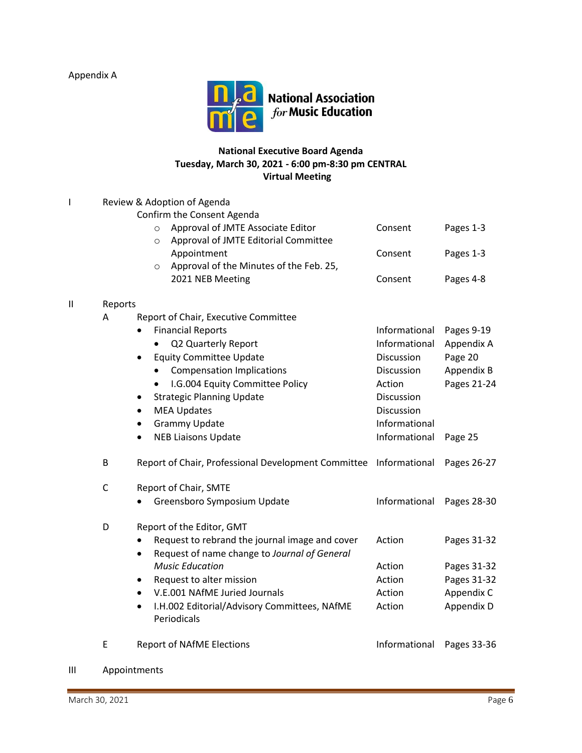Appendix A

National Association *for* Music Education

**National Executive Board Agenda**
**Tuesday, March 30, 2021 - 6:00 pm-8:30 pm CENTRAL**
**Virtual Meeting**

| | | | |
|---|---|---|---|
| **I** | **Review & Adoption of Agenda** | | |
| | Confirm the Consent Agenda | | |
| | ○ Approval of JMTE Associate Editor | Consent | Pages 1-3 |
| | ○ Approval of JMTE Editorial Committee Appointment | Consent | Pages 1-3 |
| | ○ Approval of the Minutes of the Feb. 25, 2021 NEB Meeting | Consent | Pages 4-8 |
| **II** | **Reports** | | |
| A | Report of Chair, Executive Committee | | |
| | • Financial Reports | Informational | Pages 9-19 |
| | &nbsp;&nbsp;• Q2 Quarterly Report | Informational | Appendix A |
| | • Equity Committee Update | Discussion | Page 20 |
| | &nbsp;&nbsp;• Compensation Implications | Discussion | Appendix B |
| | &nbsp;&nbsp;• I.G.004 Equity Committee Policy | Action | Pages 21-24 |
| | • Strategic Planning Update | Discussion | |
| | • MEA Updates | Discussion | |
| | • Grammy Update | Informational | |
| | • NEB Liaisons Update | Informational | Page 25 |
| B | Report of Chair, Professional Development Committee | Informational | Pages 26-27 |
| C | Report of Chair, SMTE | | |
| | • Greensboro Symposium Update | Informational | Pages 28-30 |
| D | Report of the Editor, GMT | | |
| | • Request to rebrand the journal image and cover | Action | Pages 31-32 |
| | • Request of name change to *Journal of General Music Education* | Action | Pages 31-32 |
| | • Request to alter mission | Action | Pages 31-32 |
| | • V.E.001 NAfME Juried Journals | Action | Appendix C |
| | • I.H.002 Editorial/Advisory Committees, NAfME Periodicals | Action | Appendix D |
| E | Report of NAfME Elections | Informational | Pages 33-36 |
| **III** | **Appointments** | | |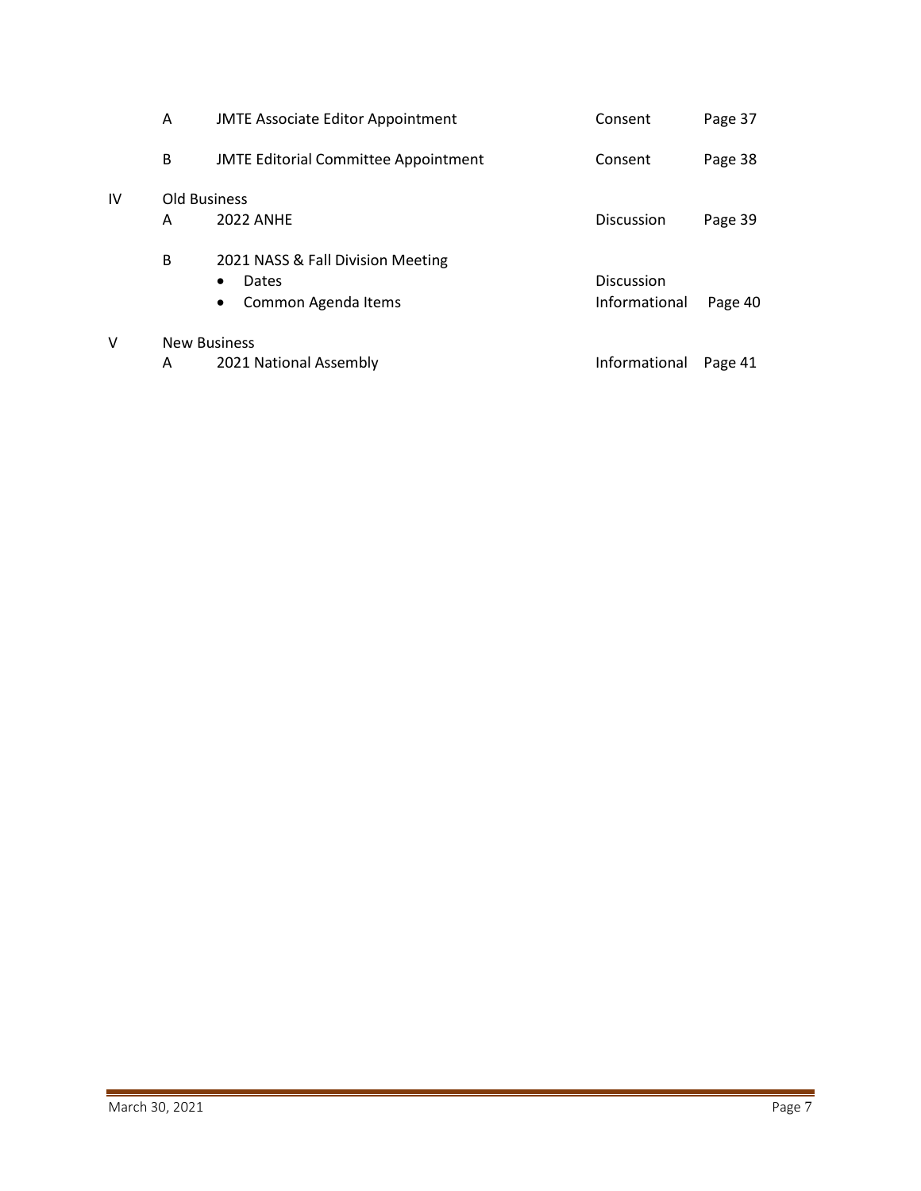| | | | | |
|---|---|---|---|---|
| | A | JMTE Associate Editor Appointment | Consent | Page 37 |
| | B | JMTE Editorial Committee Appointment | Consent | Page 38 |
| IV | Old Business | | | |
| | A | 2022 ANHE | Discussion | Page 39 |
| | B | 2021 NASS & Fall Division Meeting | | |
| | | • Dates | Discussion | |
| | | • Common Agenda Items | Informational | Page 40 |
| V | New Business | | | |
| | A | 2021 National Assembly | Informational | Page 41 |

March 30, 2021